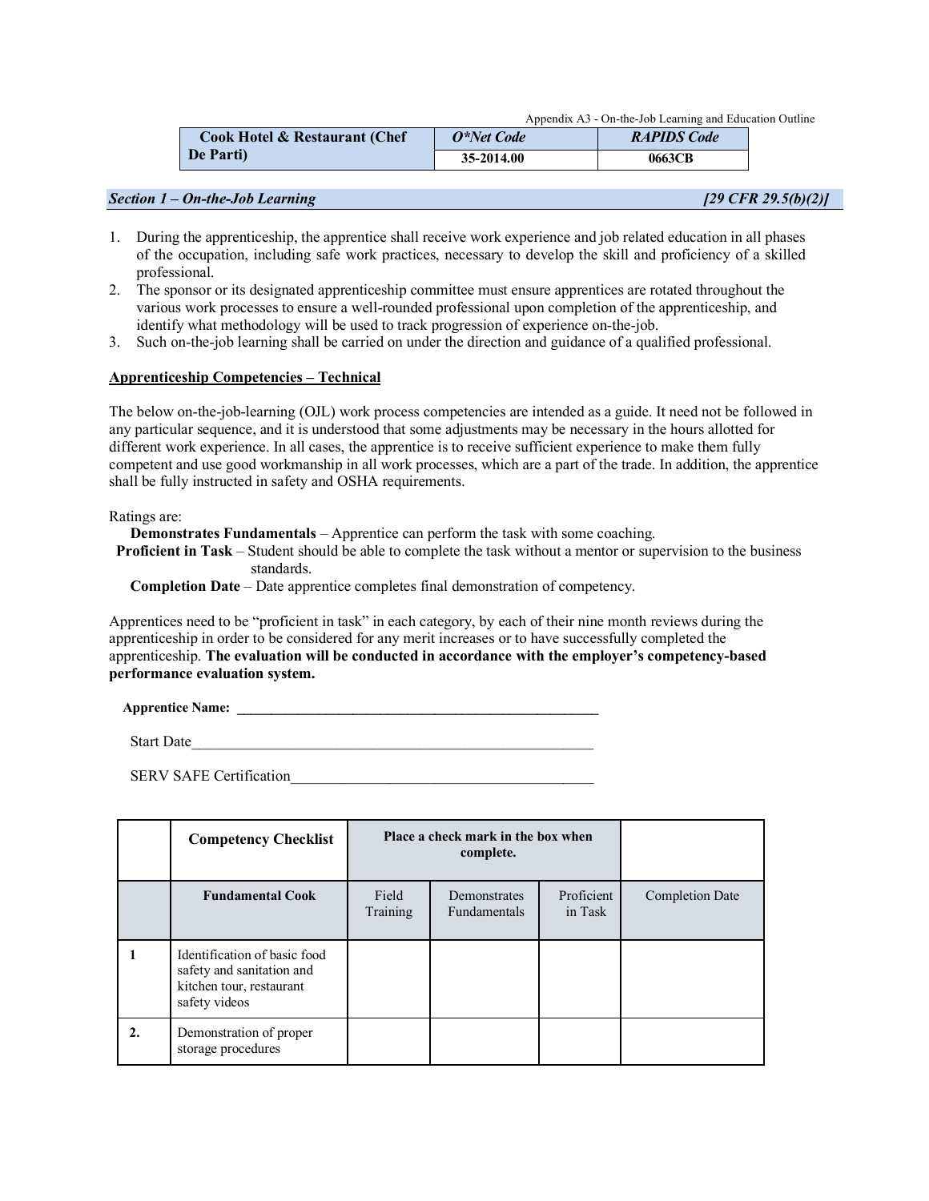Appendix A3 - On-the-Job Learning and Education Outline

| Cook Hotel & Restaurant (Chef De Parti) | *O*Net Code* | *RAPIDS Code* |
|---|---|---|
| | 35-2014.00 | 0663CB |

## *Section 1 – On-the-Job Learning* *[29 CFR 29.5(b)(2)]*

1. During the apprenticeship, the apprentice shall receive work experience and job related education in all phases of the occupation, including safe work practices, necessary to develop the skill and proficiency of a skilled professional.
2. The sponsor or its designated apprenticeship committee must ensure apprentices are rotated throughout the various work processes to ensure a well-rounded professional upon completion of the apprenticeship, and identify what methodology will be used to track progression of experience on-the-job.
3. Such on-the-job learning shall be carried on under the direction and guidance of a qualified professional.

### Apprenticeship Competencies – Technical

The below on-the-job-learning (OJL) work process competencies are intended as a guide. It need not be followed in any particular sequence, and it is understood that some adjustments may be necessary in the hours allotted for different work experience. In all cases, the apprentice is to receive sufficient experience to make them fully competent and use good workmanship in all work processes, which are a part of the trade. In addition, the apprentice shall be fully instructed in safety and OSHA requirements.

Ratings are:

**Demonstrates Fundamentals** – Apprentice can perform the task with some coaching.

**Proficient in Task** – Student should be able to complete the task without a mentor or supervision to the business standards.

**Completion Date** – Date apprentice completes final demonstration of competency.

Apprentices need to be "proficient in task" in each category, by each of their nine month reviews during the apprenticeship in order to be considered for any merit increases or to have successfully completed the apprenticeship. **The evaluation will be conducted in accordance with the employer's competency-based performance evaluation system.**

**Apprentice Name:** ______________________________________________________

Start Date______________________________________________________

SERV SAFE Certification__________________________________________

| | **Competency Checklist** | **Place a check mark in the box when complete.** | | | |
|---|---|---|---|---|---|
| | **Fundamental Cook** | Field Training | Demonstrates Fundamentals | Proficient in Task | Completion Date |
| **1** | Identification of basic food safety and sanitation and kitchen tour, restaurant safety videos | | | | |
| **2.** | Demonstration of proper storage procedures | | | | |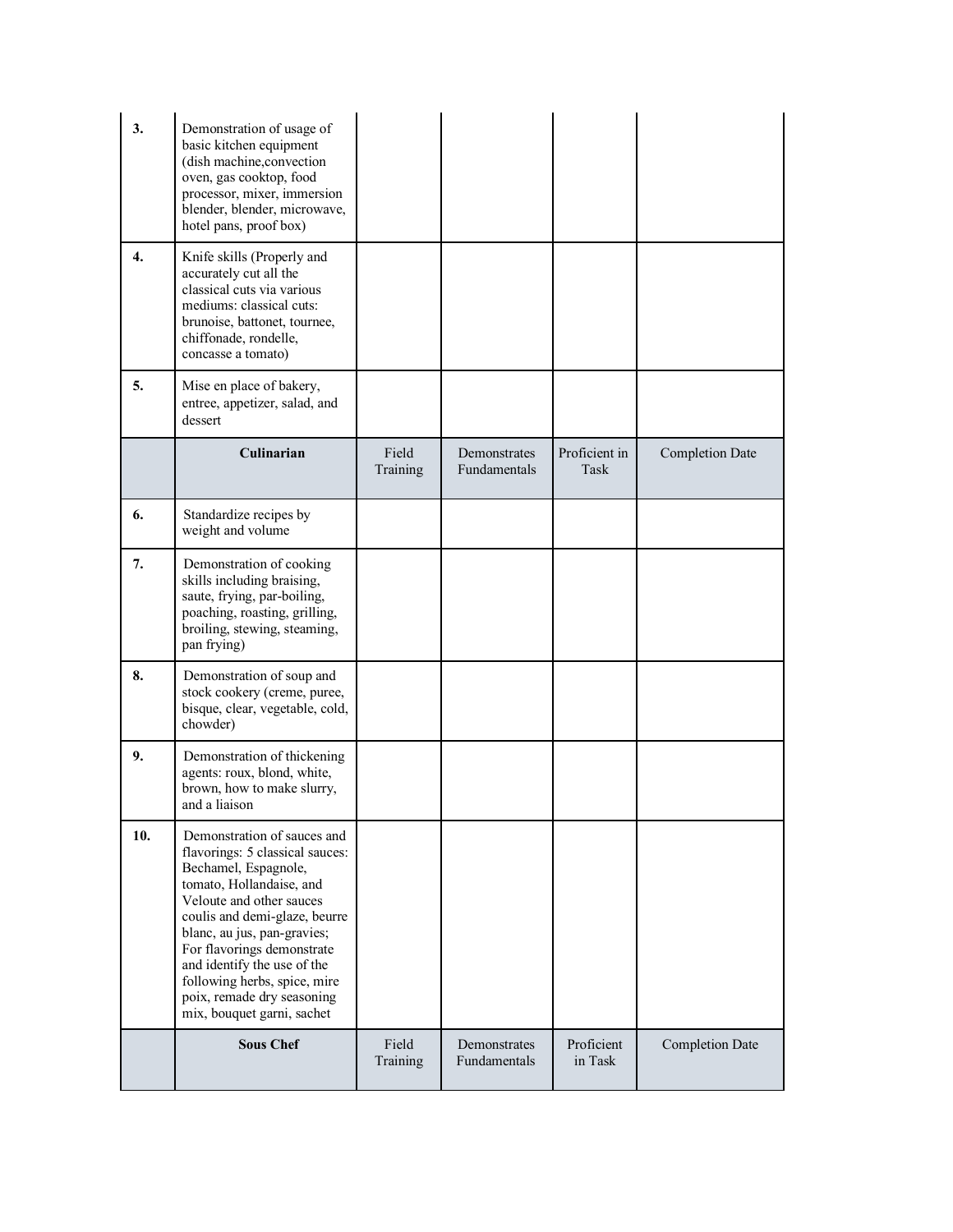| | | | | | |
|---|---|---|---|---|---|
| **3.** | Demonstration of usage of basic kitchen equipment (dish machine,convection oven, gas cooktop, food processor, mixer, immersion blender, blender, microwave, hotel pans, proof box) | | | | |
| **4.** | Knife skills (Properly and accurately cut all the classical cuts via various mediums: classical cuts: brunoise, battonet, tournee, chiffonade, rondelle, concasse a tomato) | | | | |
| **5.** | Mise en place of bakery, entree, appetizer, salad, and dessert | | | | |
| | **Culinarian** | Field Training | Demonstrates Fundamentals | Proficient in Task | Completion Date |
| **6.** | Standardize recipes by weight and volume | | | | |
| **7.** | Demonstration of cooking skills including braising, saute, frying, par-boiling, poaching, roasting, grilling, broiling, stewing, steaming, pan frying) | | | | |
| **8.** | Demonstration of soup and stock cookery (creme, puree, bisque, clear, vegetable, cold, chowder) | | | | |
| **9.** | Demonstration of thickening agents: roux, blond, white, brown, how to make slurry, and a liaison | | | | |
| **10.** | Demonstration of sauces and flavorings: 5 classical sauces: Bechamel, Espagnole, tomato, Hollandaise, and Veloute and other sauces coulis and demi-glaze, beurre blanc, au jus, pan-gravies; For flavorings demonstrate and identify the use of the following herbs, spice, mire poix, remade dry seasoning mix, bouquet garni, sachet | | | | |
| | **Sous Chef** | Field Training | Demonstrates Fundamentals | Proficient in Task | Completion Date |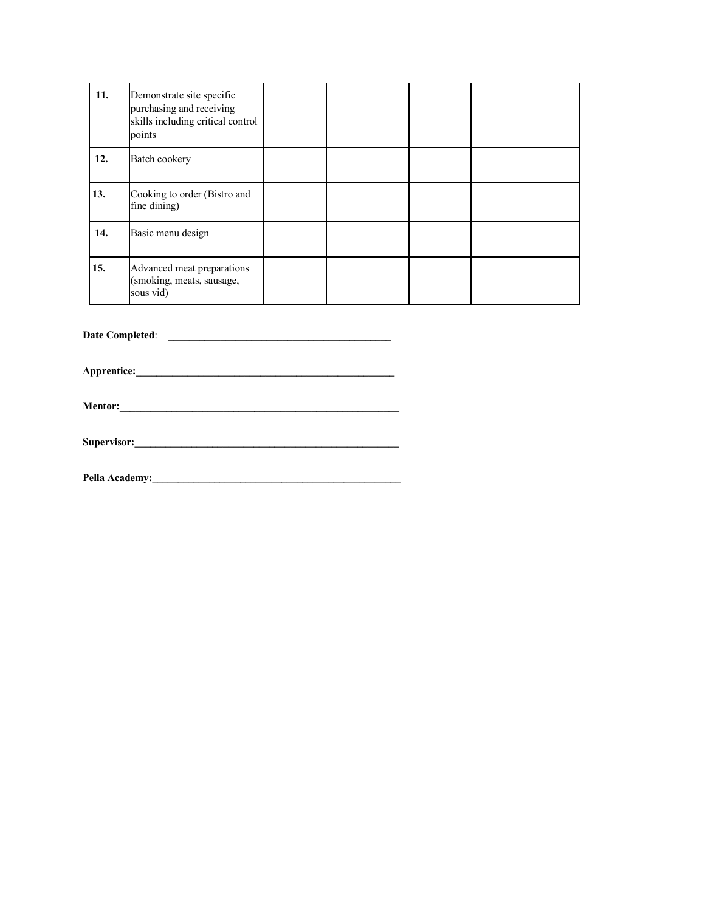| | | | | | |
|---|---|---|---|---|---|
| **11.** | Demonstrate site specific purchasing and receiving skills including critical control points | | | | |
| **12.** | Batch cookery | | | | |
| **13.** | Cooking to order (Bistro and fine dining) | | | | |
| **14.** | Basic menu design | | | | |
| **15.** | Advanced meat preparations (smoking, meats, sausage, sous vid) | | | | |

**Date Completed**: ___________________________________________

**Apprentice:**___________________________________________________

**Mentor:**______________________________________________________

**Supervisor:**___________________________________________________

**Pella Academy:**_______________________________________________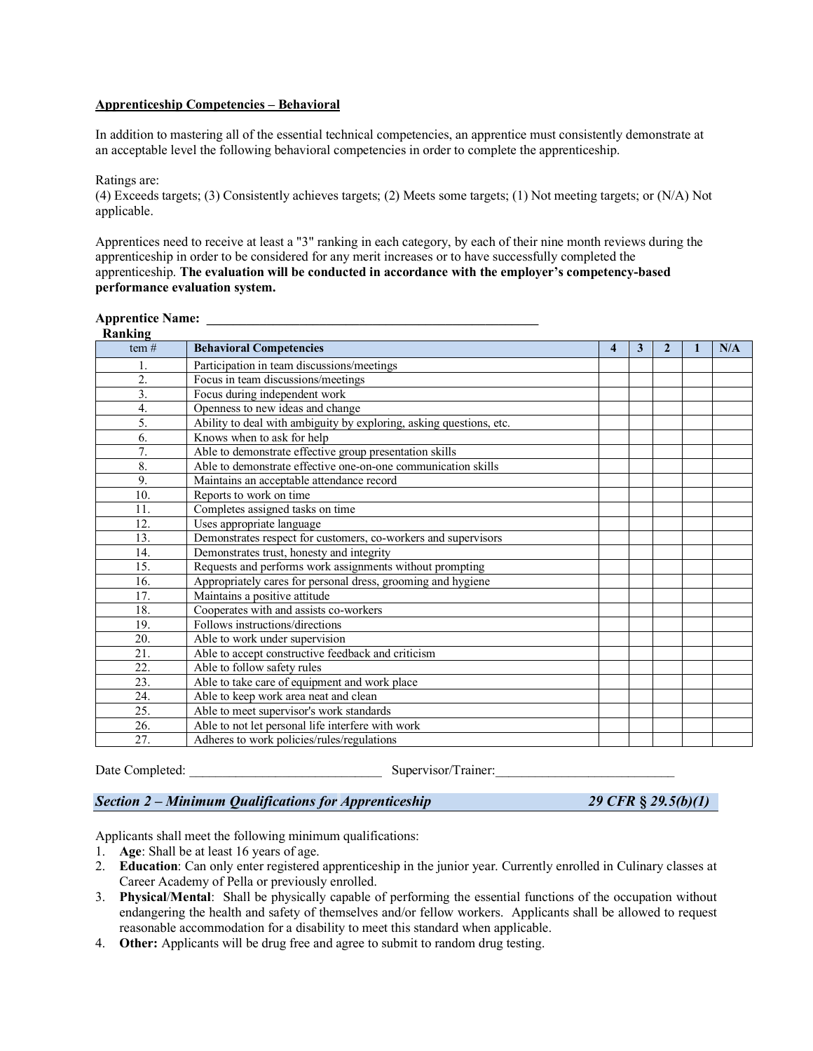**Apprenticeship Competencies – Behavioral**

In addition to mastering all of the essential technical competencies, an apprentice must consistently demonstrate at an acceptable level the following behavioral competencies in order to complete the apprenticeship.

Ratings are:
(4) Exceeds targets; (3) Consistently achieves targets; (2) Meets some targets; (1) Not meeting targets; or (N/A) Not applicable.

Apprentices need to receive at least a "3" ranking in each category, by each of their nine month reviews during the apprenticeship in order to be considered for any merit increases or to have successfully completed the apprenticeship. **The evaluation will be conducted in accordance with the employer's competency-based performance evaluation system.**

**Apprentice Name: ___________________________________________________**

**Ranking**

| tem # | Behavioral Competencies | 4 | 3 | 2 | 1 | N/A |
|---|---|---|---|---|---|---|
| 1. | Participation in team discussions/meetings | | | | | |
| 2. | Focus in team discussions/meetings | | | | | |
| 3. | Focus during independent work | | | | | |
| 4. | Openness to new ideas and change | | | | | |
| 5. | Ability to deal with ambiguity by exploring, asking questions, etc. | | | | | |
| 6. | Knows when to ask for help | | | | | |
| 7. | Able to demonstrate effective group presentation skills | | | | | |
| 8. | Able to demonstrate effective one-on-one communication skills | | | | | |
| 9. | Maintains an acceptable attendance record | | | | | |
| 10. | Reports to work on time | | | | | |
| 11. | Completes assigned tasks on time | | | | | |
| 12. | Uses appropriate language | | | | | |
| 13. | Demonstrates respect for customers, co-workers and supervisors | | | | | |
| 14. | Demonstrates trust, honesty and integrity | | | | | |
| 15. | Requests and performs work assignments without prompting | | | | | |
| 16. | Appropriately cares for personal dress, grooming and hygiene | | | | | |
| 17. | Maintains a positive attitude | | | | | |
| 18. | Cooperates with and assists co-workers | | | | | |
| 19. | Follows instructions/directions | | | | | |
| 20. | Able to work under supervision | | | | | |
| 21. | Able to accept constructive feedback and criticism | | | | | |
| 22. | Able to follow safety rules | | | | | |
| 23. | Able to take care of equipment and work place | | | | | |
| 24. | Able to keep work area neat and clean | | | | | |
| 25. | Able to meet supervisor's work standards | | | | | |
| 26. | Able to not let personal life interfere with work | | | | | |
| 27. | Adheres to work policies/rules/regulations | | | | | |

Date Completed: ____________________________ Supervisor/Trainer:__________________________

## *Section 2 – Minimum Qualifications for Apprenticeship* *29 CFR § 29.5(b)(1)*

Applicants shall meet the following minimum qualifications:

1. **Age**: Shall be at least 16 years of age.
2. **Education**: Can only enter registered apprenticeship in the junior year. Currently enrolled in Culinary classes at Career Academy of Pella or previously enrolled.
3. **Physical/Mental**: Shall be physically capable of performing the essential functions of the occupation without endangering the health and safety of themselves and/or fellow workers. Applicants shall be allowed to request reasonable accommodation for a disability to meet this standard when applicable.
4. **Other:** Applicants will be drug free and agree to submit to random drug testing.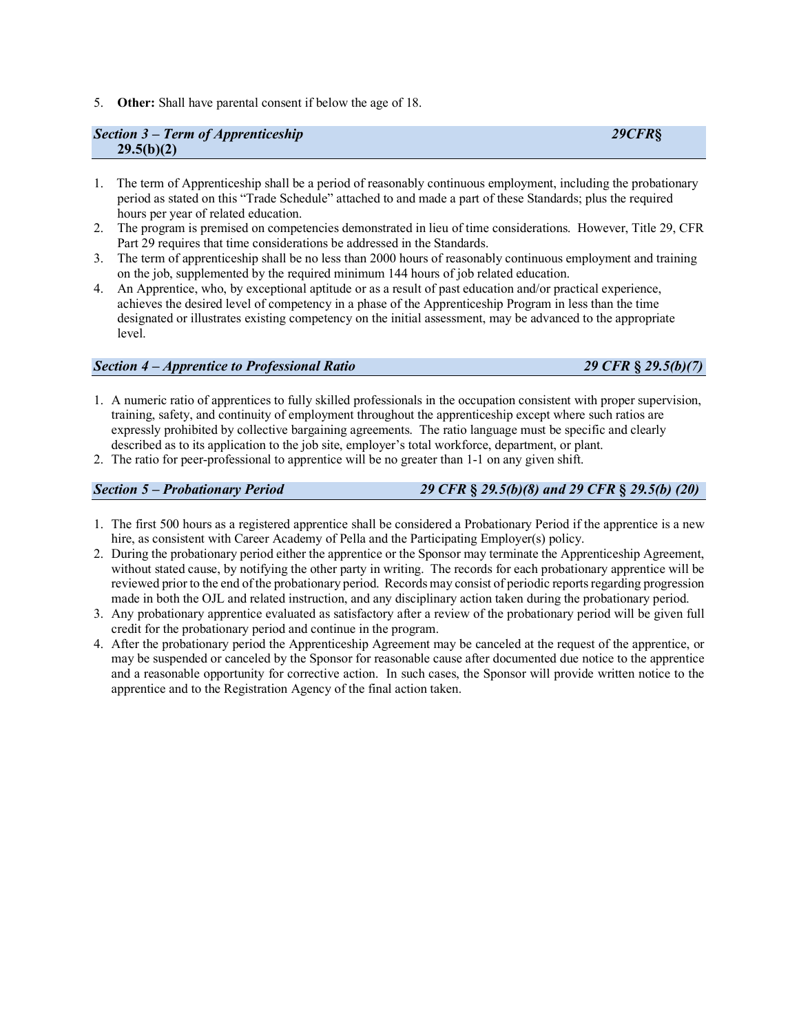5. **Other:** Shall have parental consent if below the age of 18.

### *Section 3 – Term of Apprenticeship* *29CFR§* **29.5(b)(2)**

1. The term of Apprenticeship shall be a period of reasonably continuous employment, including the probationary period as stated on this "Trade Schedule" attached to and made a part of these Standards; plus the required hours per year of related education.
2. The program is premised on competencies demonstrated in lieu of time considerations. However, Title 29, CFR Part 29 requires that time considerations be addressed in the Standards.
3. The term of apprenticeship shall be no less than 2000 hours of reasonably continuous employment and training on the job, supplemented by the required minimum 144 hours of job related education.
4. An Apprentice, who, by exceptional aptitude or as a result of past education and/or practical experience, achieves the desired level of competency in a phase of the Apprenticeship Program in less than the time designated or illustrates existing competency on the initial assessment, may be advanced to the appropriate level.

### *Section 4 – Apprentice to Professional Ratio* *29 CFR § 29.5(b)(7)*

1. A numeric ratio of apprentices to fully skilled professionals in the occupation consistent with proper supervision, training, safety, and continuity of employment throughout the apprenticeship except where such ratios are expressly prohibited by collective bargaining agreements. The ratio language must be specific and clearly described as to its application to the job site, employer's total workforce, department, or plant.
2. The ratio for peer-professional to apprentice will be no greater than 1-1 on any given shift.

### *Section 5 – Probationary Period* *29 CFR § 29.5(b)(8) and 29 CFR § 29.5(b) (20)*

1. The first 500 hours as a registered apprentice shall be considered a Probationary Period if the apprentice is a new hire, as consistent with Career Academy of Pella and the Participating Employer(s) policy.
2. During the probationary period either the apprentice or the Sponsor may terminate the Apprenticeship Agreement, without stated cause, by notifying the other party in writing. The records for each probationary apprentice will be reviewed prior to the end of the probationary period. Records may consist of periodic reports regarding progression made in both the OJL and related instruction, and any disciplinary action taken during the probationary period.
3. Any probationary apprentice evaluated as satisfactory after a review of the probationary period will be given full credit for the probationary period and continue in the program.
4. After the probationary period the Apprenticeship Agreement may be canceled at the request of the apprentice, or may be suspended or canceled by the Sponsor for reasonable cause after documented due notice to the apprentice and a reasonable opportunity for corrective action. In such cases, the Sponsor will provide written notice to the apprentice and to the Registration Agency of the final action taken.